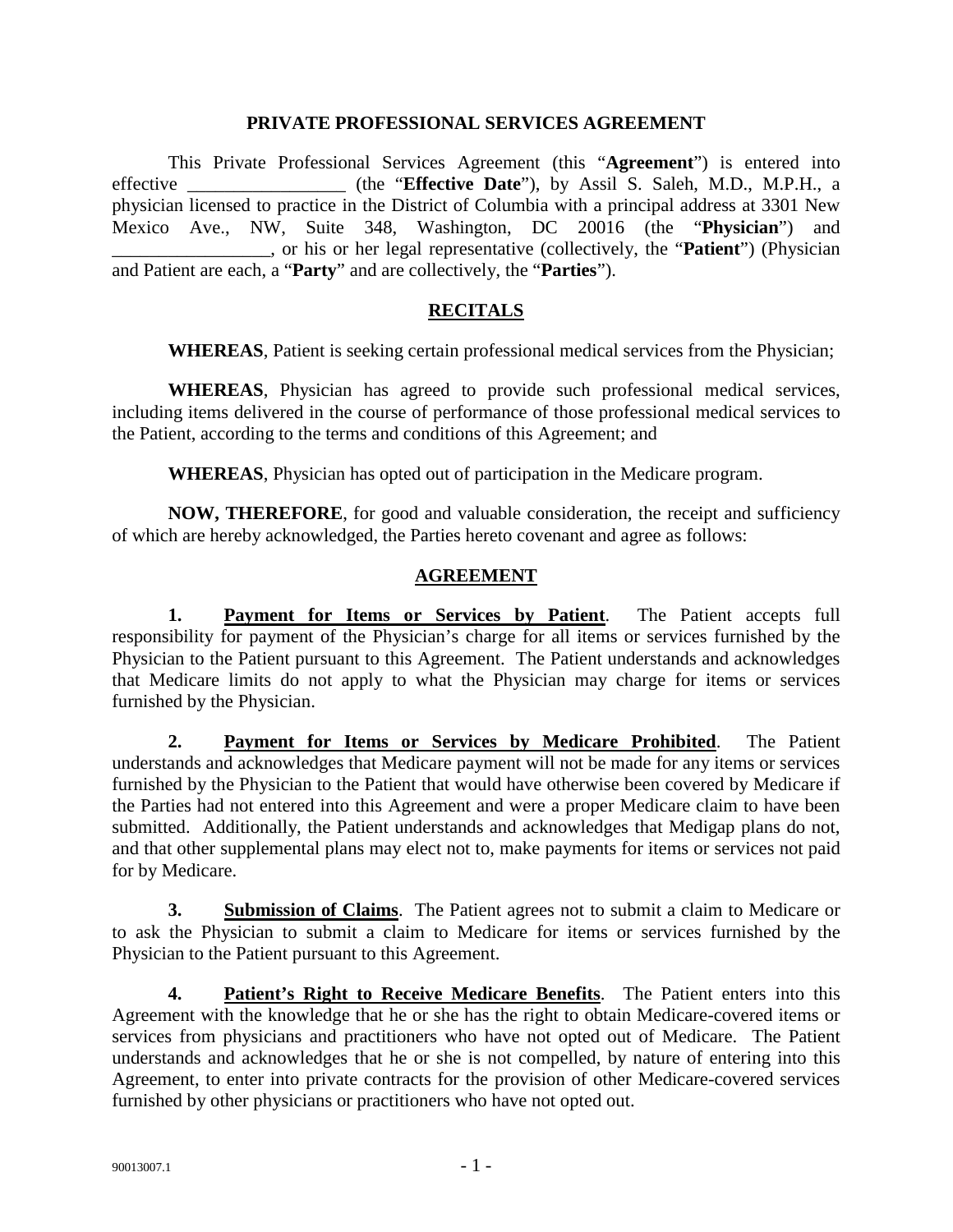# PRIVATE PROFESSIONAL SERVICES AGREEMENT

This Private Professional Services Agreement (this "**Agreement**") is entered into effective \_\_\_\_\_\_\_\_\_\_\_\_\_\_\_\_\_ (the "**Effective Date**"), by Assil S. Saleh, M.D., M.P.H., a physician licensed to practice in the District of Columbia with a principal address at 3301 New Mexico Ave., NW, Suite 348, Washington, DC 20016 (the "**Physician**") and \_\_\_\_\_\_\_\_\_\_\_\_\_\_\_\_\_, or his or her legal representative (collectively, the "**Patient**") (Physician and Patient are each, a "**Party**" and are collectively, the "**Parties**").

## RECITALS

**WHEREAS**, Patient is seeking certain professional medical services from the Physician;

**WHEREAS**, Physician has agreed to provide such professional medical services, including items delivered in the course of performance of those professional medical services to the Patient, according to the terms and conditions of this Agreement; and

**WHEREAS**, Physician has opted out of participation in the Medicare program.

**NOW, THEREFORE**, for good and valuable consideration, the receipt and sufficiency of which are hereby acknowledged, the Parties hereto covenant and agree as follows:

## AGREEMENT

**1. Payment for Items or Services by Patient**. The Patient accepts full responsibility for payment of the Physician's charge for all items or services furnished by the Physician to the Patient pursuant to this Agreement. The Patient understands and acknowledges that Medicare limits do not apply to what the Physician may charge for items or services furnished by the Physician.

**2. Payment for Items or Services by Medicare Prohibited**. The Patient understands and acknowledges that Medicare payment will not be made for any items or services furnished by the Physician to the Patient that would have otherwise been covered by Medicare if the Parties had not entered into this Agreement and were a proper Medicare claim to have been submitted. Additionally, the Patient understands and acknowledges that Medigap plans do not, and that other supplemental plans may elect not to, make payments for items or services not paid for by Medicare.

**3. Submission of Claims**. The Patient agrees not to submit a claim to Medicare or to ask the Physician to submit a claim to Medicare for items or services furnished by the Physician to the Patient pursuant to this Agreement.

**4. Patient's Right to Receive Medicare Benefits**. The Patient enters into this Agreement with the knowledge that he or she has the right to obtain Medicare-covered items or services from physicians and practitioners who have not opted out of Medicare. The Patient understands and acknowledges that he or she is not compelled, by nature of entering into this Agreement, to enter into private contracts for the provision of other Medicare-covered services furnished by other physicians or practitioners who have not opted out.

90013007.1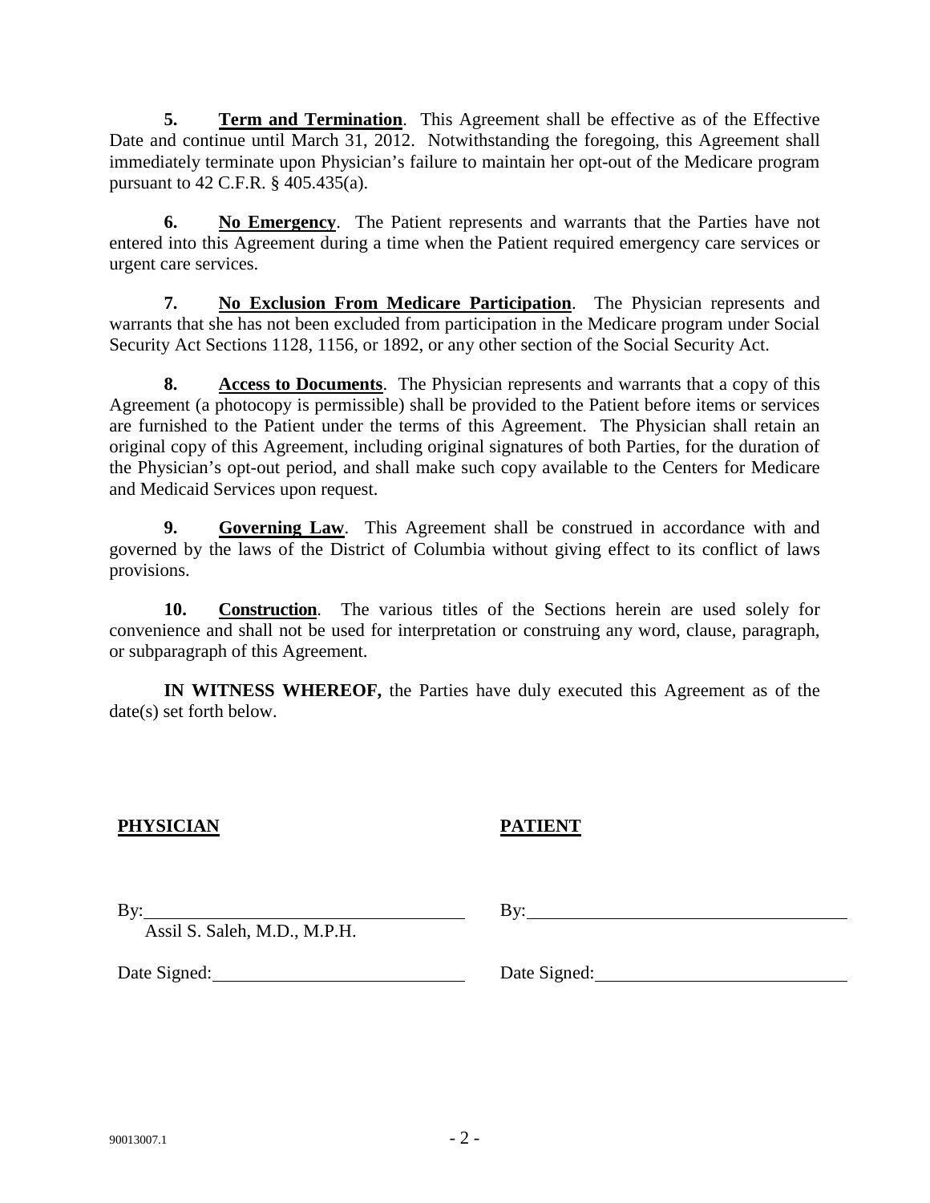**5.** **Term and Termination**. This Agreement shall be effective as of the Effective Date and continue until March 31, 2012. Notwithstanding the foregoing, this Agreement shall immediately terminate upon Physician's failure to maintain her opt-out of the Medicare program pursuant to 42 C.F.R. § 405.435(a).

**6.** **No Emergency**. The Patient represents and warrants that the Parties have not entered into this Agreement during a time when the Patient required emergency care services or urgent care services.

**7.** **No Exclusion From Medicare Participation**. The Physician represents and warrants that she has not been excluded from participation in the Medicare program under Social Security Act Sections 1128, 1156, or 1892, or any other section of the Social Security Act.

**8.** **Access to Documents**. The Physician represents and warrants that a copy of this Agreement (a photocopy is permissible) shall be provided to the Patient before items or services are furnished to the Patient under the terms of this Agreement. The Physician shall retain an original copy of this Agreement, including original signatures of both Parties, for the duration of the Physician's opt-out period, and shall make such copy available to the Centers for Medicare and Medicaid Services upon request.

**9.** **Governing Law**. This Agreement shall be construed in accordance with and governed by the laws of the District of Columbia without giving effect to its conflict of laws provisions.

**10.** **Construction**. The various titles of the Sections herein are used solely for convenience and shall not be used for interpretation or construing any word, clause, paragraph, or subparagraph of this Agreement.

**IN WITNESS WHEREOF,** the Parties have duly executed this Agreement as of the date(s) set forth below.

| **PHYSICIAN** | **PATIENT** |
|---|---|
| By: ____________________ | By: ____________________ |
| Assil S. Saleh, M.D., M.P.H. | |
| Date Signed: ____________________ | Date Signed: ____________________ |

90013007.1